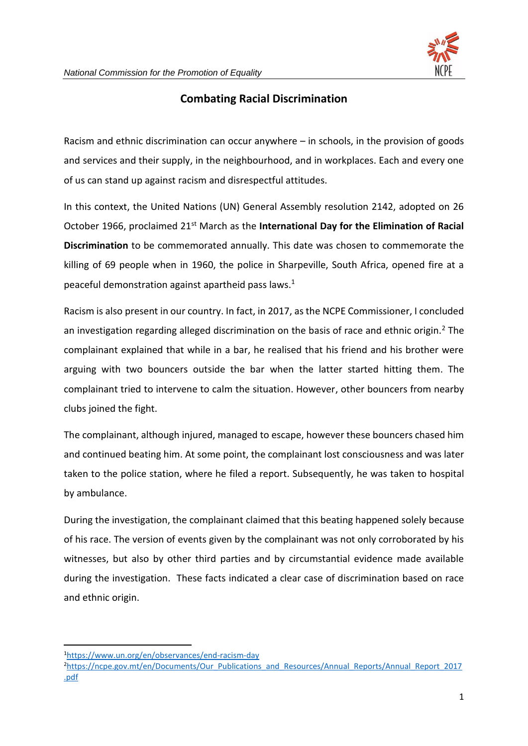# Combating Racial Discrimination

Racism and ethnic discrimination can occur anywhere – in schools, in the provision of goods and services and their supply, in the neighbourhood, and in workplaces. Each and every one of us can stand up against racism and disrespectful attitudes.

In this context, the United Nations (UN) General Assembly resolution 2142, adopted on 26 October 1966, proclaimed 21st March as the **International Day for the Elimination of Racial Discrimination** to be commemorated annually. This date was chosen to commemorate the killing of 69 people when in 1960, the police in Sharpeville, South Africa, opened fire at a peaceful demonstration against apartheid pass laws.[1]

Racism is also present in our country. In fact, in 2017, as the NCPE Commissioner, I concluded an investigation regarding alleged discrimination on the basis of race and ethnic origin.[2] The complainant explained that while in a bar, he realised that his friend and his brother were arguing with two bouncers outside the bar when the latter started hitting them. The complainant tried to intervene to calm the situation. However, other bouncers from nearby clubs joined the fight.

The complainant, although injured, managed to escape, however these bouncers chased him and continued beating him. At some point, the complainant lost consciousness and was later taken to the police station, where he filed a report. Subsequently, he was taken to hospital by ambulance.

During the investigation, the complainant claimed that this beating happened solely because of his race. The version of events given by the complainant was not only corroborated by his witnesses, but also by other third parties and by circumstantial evidence made available during the investigation. These facts indicated a clear case of discrimination based on race and ethnic origin.

---

[1] https://www.un.org/en/observances/end-racism-day

[2] https://ncpe.gov.mt/en/Documents/Our_Publications_and_Resources/Annual_Reports/Annual_Report_2017.pdf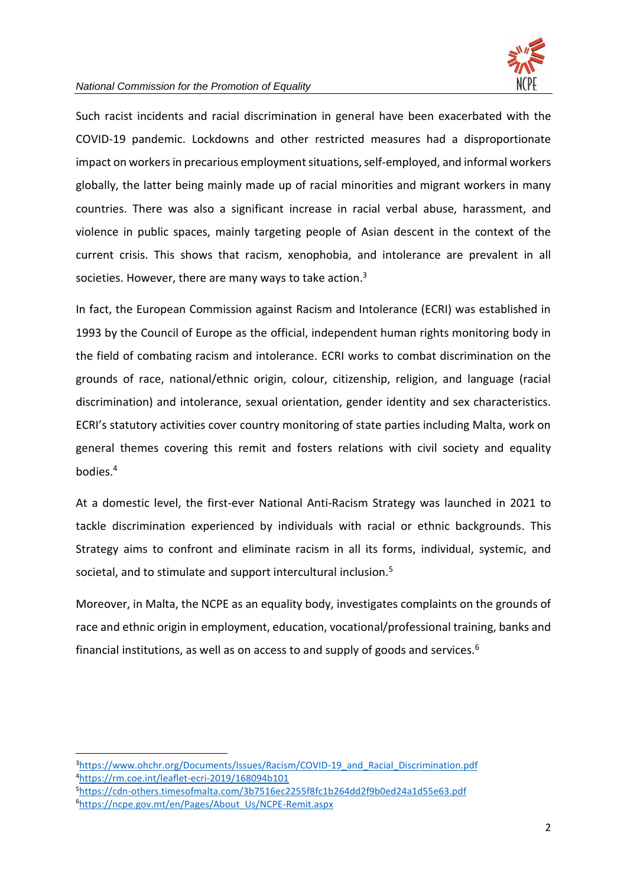Such racist incidents and racial discrimination in general have been exacerbated with the COVID-19 pandemic. Lockdowns and other restricted measures had a disproportionate impact on workers in precarious employment situations, self-employed, and informal workers globally, the latter being mainly made up of racial minorities and migrant workers in many countries. There was also a significant increase in racial verbal abuse, harassment, and violence in public spaces, mainly targeting people of Asian descent in the context of the current crisis. This shows that racism, xenophobia, and intolerance are prevalent in all societies. However, there are many ways to take action.[3]

In fact, the European Commission against Racism and Intolerance (ECRI) was established in 1993 by the Council of Europe as the official, independent human rights monitoring body in the field of combating racism and intolerance. ECRI works to combat discrimination on the grounds of race, national/ethnic origin, colour, citizenship, religion, and language (racial discrimination) and intolerance, sexual orientation, gender identity and sex characteristics. ECRI's statutory activities cover country monitoring of state parties including Malta, work on general themes covering this remit and fosters relations with civil society and equality bodies.[4]

At a domestic level, the first-ever National Anti-Racism Strategy was launched in 2021 to tackle discrimination experienced by individuals with racial or ethnic backgrounds. This Strategy aims to confront and eliminate racism in all its forms, individual, systemic, and societal, and to stimulate and support intercultural inclusion.[5]

Moreover, in Malta, the NCPE as an equality body, investigates complaints on the grounds of race and ethnic origin in employment, education, vocational/professional training, banks and financial institutions, as well as on access to and supply of goods and services.[6]

---

[3] https://www.ohchr.org/Documents/Issues/Racism/COVID-19_and_Racial_Discrimination.pdf

[4] https://rm.coe.int/leaflet-ecri-2019/168094b101

[5] https://cdn-others.timesofmalta.com/3b7516ec2255f8fc1b264dd2f9b0ed24a1d55e63.pdf

[6] https://ncpe.gov.mt/en/Pages/About_Us/NCPE-Remit.aspx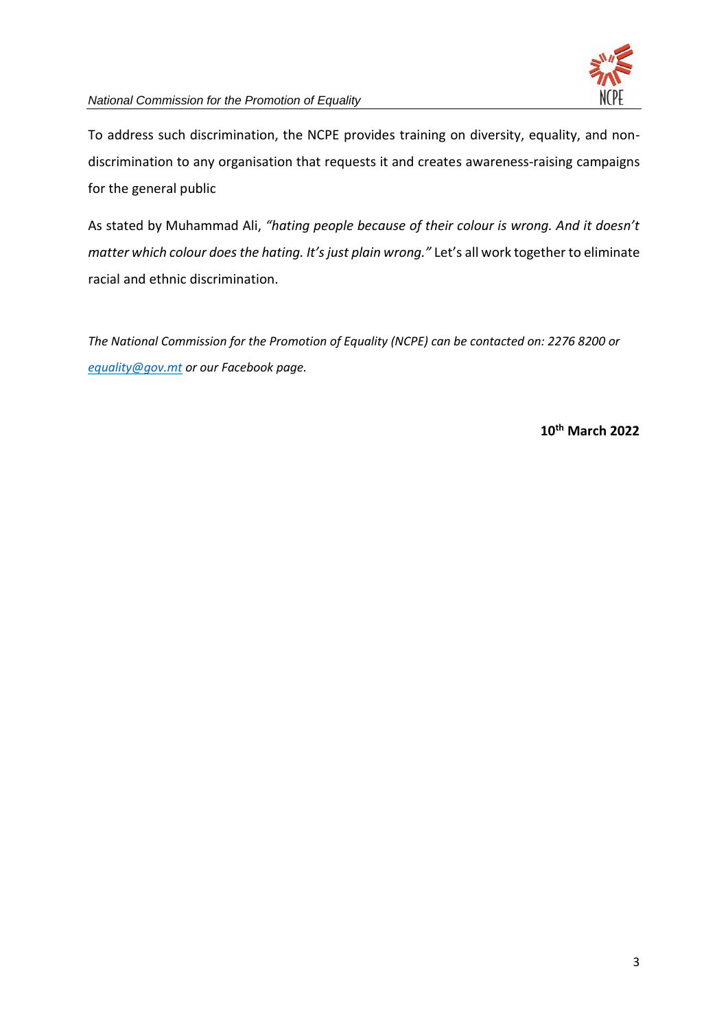To address such discrimination, the NCPE provides training on diversity, equality, and non-discrimination to any organisation that requests it and creates awareness-raising campaigns for the general public

As stated by Muhammad Ali, *"hating people because of their colour is wrong. And it doesn't matter which colour does the hating. It's just plain wrong."* Let's all work together to eliminate racial and ethnic discrimination.

*The National Commission for the Promotion of Equality (NCPE) can be contacted on: 2276 8200 or equality@gov.mt or our Facebook page.*

**10th March 2022**